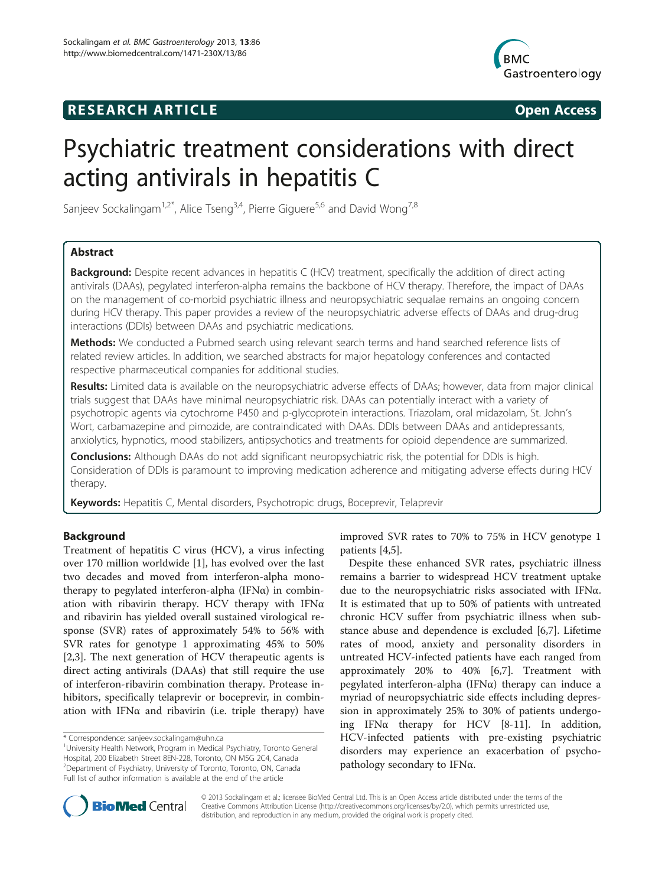**RESEARCH ARTICLE** **Open Access**

# Psychiatric treatment considerations with direct acting antivirals in hepatitis C

Sanjeev Sockalingam[1,2*], Alice Tseng[3,4], Pierre Giguere[5,6] and David Wong[7,8]

## Abstract

**Background:** Despite recent advances in hepatitis C (HCV) treatment, specifically the addition of direct acting antivirals (DAAs), pegylated interferon-alpha remains the backbone of HCV therapy. Therefore, the impact of DAAs on the management of co-morbid psychiatric illness and neuropsychiatric sequalae remains an ongoing concern during HCV therapy. This paper provides a review of the neuropsychiatric adverse effects of DAAs and drug-drug interactions (DDIs) between DAAs and psychiatric medications.

**Methods:** We conducted a Pubmed search using relevant search terms and hand searched reference lists of related review articles. In addition, we searched abstracts for major hepatology conferences and contacted respective pharmaceutical companies for additional studies.

**Results:** Limited data is available on the neuropsychiatric adverse effects of DAAs; however, data from major clinical trials suggest that DAAs have minimal neuropsychiatric risk. DAAs can potentially interact with a variety of psychotropic agents via cytochrome P450 and p-glycoprotein interactions. Triazolam, oral midazolam, St. John's Wort, carbamazepine and pimozide, are contraindicated with DAAs. DDIs between DAAs and antidepressants, anxiolytics, hypnotics, mood stabilizers, antipsychotics and treatments for opioid dependence are summarized.

**Conclusions:** Although DAAs do not add significant neuropsychiatric risk, the potential for DDIs is high. Consideration of DDIs is paramount to improving medication adherence and mitigating adverse effects during HCV therapy.

**Keywords:** Hepatitis C, Mental disorders, Psychotropic drugs, Boceprevir, Telaprevir

## Background

Treatment of hepatitis C virus (HCV), a virus infecting over 170 million worldwide [1], has evolved over the last two decades and moved from interferon-alpha monotherapy to pegylated interferon-alpha (IFNα) in combination with ribavirin therapy. HCV therapy with IFNα and ribavirin has yielded overall sustained virological response (SVR) rates of approximately 54% to 56% with SVR rates for genotype 1 approximating 45% to 50% [2,3]. The next generation of HCV therapeutic agents is direct acting antivirals (DAAs) that still require the use of interferon-ribavirin combination therapy. Protease inhibitors, specifically telaprevir or boceprevir, in combination with IFNα and ribavirin (i.e. triple therapy) have improved SVR rates to 70% to 75% in HCV genotype 1 patients [4,5].

Despite these enhanced SVR rates, psychiatric illness remains a barrier to widespread HCV treatment uptake due to the neuropsychiatric risks associated with IFNα. It is estimated that up to 50% of patients with untreated chronic HCV suffer from psychiatric illness when substance abuse and dependence is excluded [6,7]. Lifetime rates of mood, anxiety and personality disorders in untreated HCV-infected patients have each ranged from approximately 20% to 40% [6,7]. Treatment with pegylated interferon-alpha (IFNα) therapy can induce a myriad of neuropsychiatric side effects including depression in approximately 25% to 30% of patients undergoing IFNα therapy for HCV [8-11]. In addition, HCV-infected patients with pre-existing psychiatric disorders may experience an exacerbation of psychopathology secondary to IFNα.

\* Correspondence: sanjeev.sockalingam@uhn.ca
[1]University Health Network, Program in Medical Psychiatry, Toronto General Hospital, 200 Elizabeth Street 8EN-228, Toronto, ON M5G 2C4, Canada
[2]Department of Psychiatry, University of Toronto, Toronto, ON, Canada
Full list of author information is available at the end of the article

© 2013 Sockalingam et al.; licensee BioMed Central Ltd. This is an Open Access article distributed under the terms of the Creative Commons Attribution License (http://creativecommons.org/licenses/by/2.0), which permits unrestricted use, distribution, and reproduction in any medium, provided the original work is properly cited.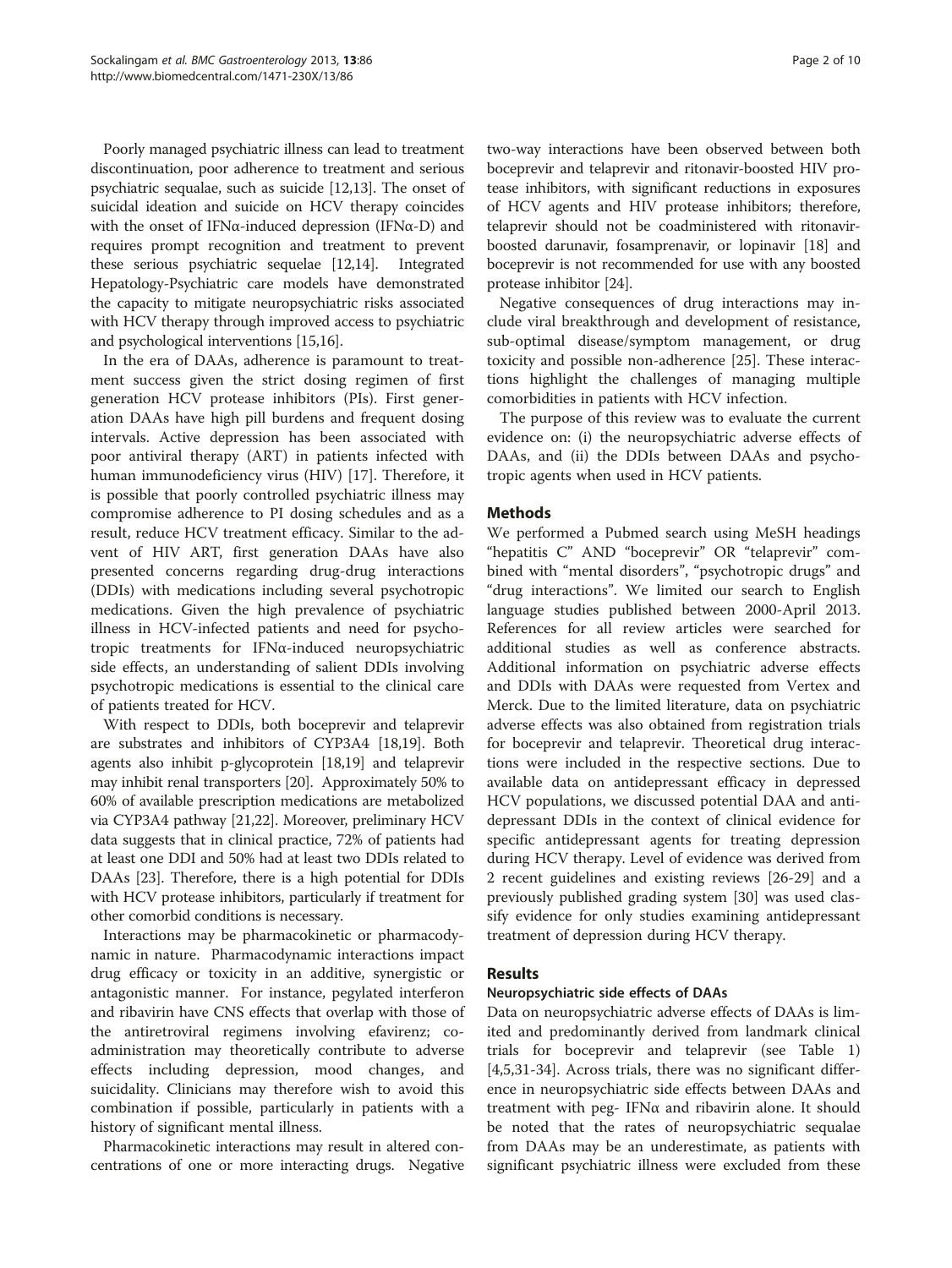Poorly managed psychiatric illness can lead to treatment discontinuation, poor adherence to treatment and serious psychiatric sequalae, such as suicide [12,13]. The onset of suicidal ideation and suicide on HCV therapy coincides with the onset of IFNα-induced depression (IFNα-D) and requires prompt recognition and treatment to prevent these serious psychiatric sequelae [12,14]. Integrated Hepatology-Psychiatric care models have demonstrated the capacity to mitigate neuropsychiatric risks associated with HCV therapy through improved access to psychiatric and psychological interventions [15,16].

In the era of DAAs, adherence is paramount to treatment success given the strict dosing regimen of first generation HCV protease inhibitors (PIs). First generation DAAs have high pill burdens and frequent dosing intervals. Active depression has been associated with poor antiviral therapy (ART) in patients infected with human immunodeficiency virus (HIV) [17]. Therefore, it is possible that poorly controlled psychiatric illness may compromise adherence to PI dosing schedules and as a result, reduce HCV treatment efficacy. Similar to the advent of HIV ART, first generation DAAs have also presented concerns regarding drug-drug interactions (DDIs) with medications including several psychotropic medications. Given the high prevalence of psychiatric illness in HCV-infected patients and need for psychotropic treatments for IFNα-induced neuropsychiatric side effects, an understanding of salient DDIs involving psychotropic medications is essential to the clinical care of patients treated for HCV.

With respect to DDIs, both boceprevir and telaprevir are substrates and inhibitors of CYP3A4 [18,19]. Both agents also inhibit p-glycoprotein [18,19] and telaprevir may inhibit renal transporters [20]. Approximately 50% to 60% of available prescription medications are metabolized via CYP3A4 pathway [21,22]. Moreover, preliminary HCV data suggests that in clinical practice, 72% of patients had at least one DDI and 50% had at least two DDIs related to DAAs [23]. Therefore, there is a high potential for DDIs with HCV protease inhibitors, particularly if treatment for other comorbid conditions is necessary.

Interactions may be pharmacokinetic or pharmacodynamic in nature. Pharmacodynamic interactions impact drug efficacy or toxicity in an additive, synergistic or antagonistic manner. For instance, pegylated interferon and ribavirin have CNS effects that overlap with those of the antiretroviral regimens involving efavirenz; co-administration may theoretically contribute to adverse effects including depression, mood changes, and suicidality. Clinicians may therefore wish to avoid this combination if possible, particularly in patients with a history of significant mental illness.

Pharmacokinetic interactions may result in altered concentrations of one or more interacting drugs. Negative two-way interactions have been observed between both boceprevir and telaprevir and ritonavir-boosted HIV protease inhibitors, with significant reductions in exposures of HCV agents and HIV protease inhibitors; therefore, telaprevir should not be coadministered with ritonavir-boosted darunavir, fosamprenavir, or lopinavir [18] and boceprevir is not recommended for use with any boosted protease inhibitor [24].

Negative consequences of drug interactions may include viral breakthrough and development of resistance, sub-optimal disease/symptom management, or drug toxicity and possible non-adherence [25]. These interactions highlight the challenges of managing multiple comorbidities in patients with HCV infection.

The purpose of this review was to evaluate the current evidence on: (i) the neuropsychiatric adverse effects of DAAs, and (ii) the DDIs between DAAs and psychotropic agents when used in HCV patients.

## Methods

We performed a Pubmed search using MeSH headings "hepatitis C" AND "boceprevir" OR "telaprevir" combined with "mental disorders", "psychotropic drugs" and "drug interactions". We limited our search to English language studies published between 2000-April 2013. References for all review articles were searched for additional studies as well as conference abstracts. Additional information on psychiatric adverse effects and DDIs with DAAs were requested from Vertex and Merck. Due to the limited literature, data on psychiatric adverse effects was also obtained from registration trials for boceprevir and telaprevir. Theoretical drug interactions were included in the respective sections. Due to available data on antidepressant efficacy in depressed HCV populations, we discussed potential DAA and antidepressant DDIs in the context of clinical evidence for specific antidepressant agents for treating depression during HCV therapy. Level of evidence was derived from 2 recent guidelines and existing reviews [26-29] and a previously published grading system [30] was used classify evidence for only studies examining antidepressant treatment of depression during HCV therapy.

## Results

### Neuropsychiatric side effects of DAAs

Data on neuropsychiatric adverse effects of DAAs is limited and predominantly derived from landmark clinical trials for boceprevir and telaprevir (see Table 1) [4,5,31-34]. Across trials, there was no significant difference in neuropsychiatric side effects between DAAs and treatment with peg- IFNα and ribavirin alone. It should be noted that the rates of neuropsychiatric sequalae from DAAs may be an underestimate, as patients with significant psychiatric illness were excluded from these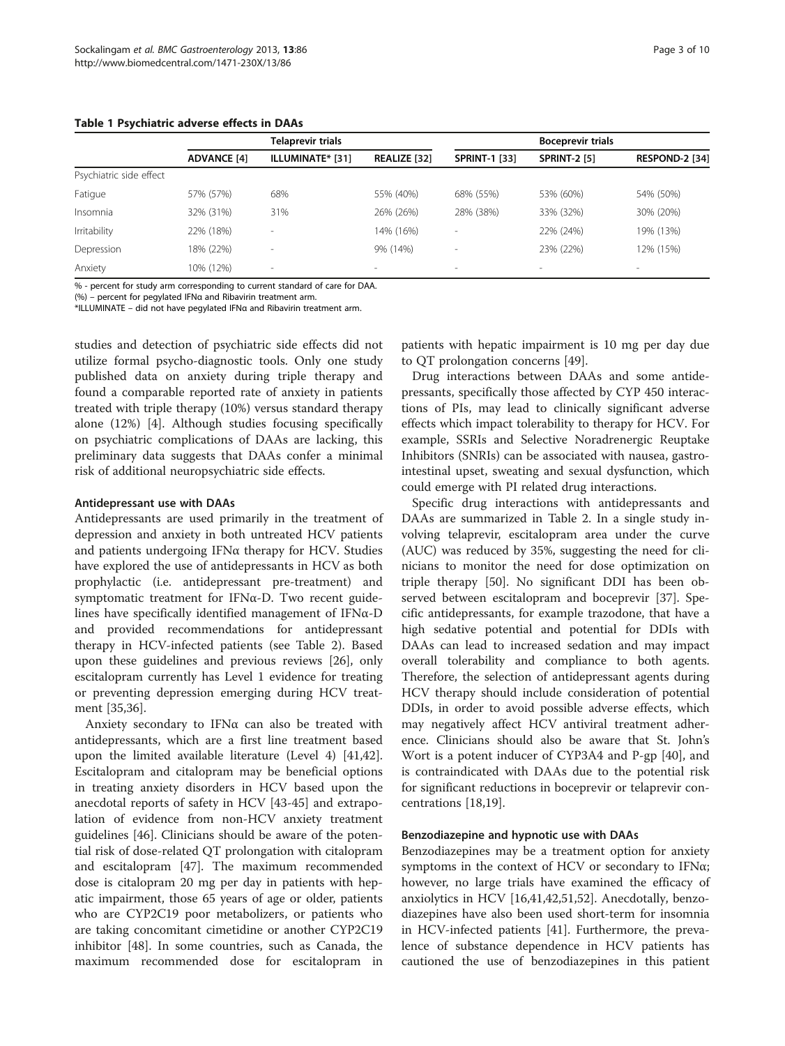**Table 1 Psychiatric adverse effects in DAAs**

| | Telaprevir trials | | | Boceprevir trials | | |
|---|---|---|---|---|---|---|
| | ADVANCE [4] | ILLUMINATE* [31] | REALIZE [32] | SPRINT-1 [33] | SPRINT-2 [5] | RESPOND-2 [34] |
| Psychiatric side effect | | | | | | |
| Fatigue | 57% (57%) | 68% | 55% (40%) | 68% (55%) | 53% (60%) | 54% (50%) |
| Insomnia | 32% (31%) | 31% | 26% (26%) | 28% (38%) | 33% (32%) | 30% (20%) |
| Irritability | 22% (18%) | - | 14% (16%) | - | 22% (24%) | 19% (13%) |
| Depression | 18% (22%) | - | 9% (14%) | - | 23% (22%) | 12% (15%) |
| Anxiety | 10% (12%) | - | - | - | - | - |

% - percent for study arm corresponding to current standard of care for DAA.
(%) – percent for pegylated IFNα and Ribavirin treatment arm.
*ILLUMINATE – did not have pegylated IFNα and Ribavirin treatment arm.

studies and detection of psychiatric side effects did not utilize formal psycho-diagnostic tools. Only one study published data on anxiety during triple therapy and found a comparable reported rate of anxiety in patients treated with triple therapy (10%) versus standard therapy alone (12%) [4]. Although studies focusing specifically on psychiatric complications of DAAs are lacking, this preliminary data suggests that DAAs confer a minimal risk of additional neuropsychiatric side effects.

#### Antidepressant use with DAAs

Antidepressants are used primarily in the treatment of depression and anxiety in both untreated HCV patients and patients undergoing IFNα therapy for HCV. Studies have explored the use of antidepressants in HCV as both prophylactic (i.e. antidepressant pre-treatment) and symptomatic treatment for IFNα-D. Two recent guidelines have specifically identified management of IFNα-D and provided recommendations for antidepressant therapy in HCV-infected patients (see Table 2). Based upon these guidelines and previous reviews [26], only escitalopram currently has Level 1 evidence for treating or preventing depression emerging during HCV treatment [35,36].

Anxiety secondary to IFNα can also be treated with antidepressants, which are a first line treatment based upon the limited available literature (Level 4) [41,42]. Escitalopram and citalopram may be beneficial options in treating anxiety disorders in HCV based upon the anecdotal reports of safety in HCV [43-45] and extrapolation of evidence from non-HCV anxiety treatment guidelines [46]. Clinicians should be aware of the potential risk of dose-related QT prolongation with citalopram and escitalopram [47]. The maximum recommended dose is citalopram 20 mg per day in patients with hepatic impairment, those 65 years of age or older, patients who are CYP2C19 poor metabolizers, or patients who are taking concomitant cimetidine or another CYP2C19 inhibitor [48]. In some countries, such as Canada, the maximum recommended dose for escitalopram in patients with hepatic impairment is 10 mg per day due to QT prolongation concerns [49].

Drug interactions between DAAs and some antidepressants, specifically those affected by CYP 450 interactions of PIs, may lead to clinically significant adverse effects which impact tolerability to therapy for HCV. For example, SSRIs and Selective Noradrenergic Reuptake Inhibitors (SNRIs) can be associated with nausea, gastrointestinal upset, sweating and sexual dysfunction, which could emerge with PI related drug interactions.

Specific drug interactions with antidepressants and DAAs are summarized in Table 2. In a single study involving telaprevir, escitalopram area under the curve (AUC) was reduced by 35%, suggesting the need for clinicians to monitor the need for dose optimization on triple therapy [50]. No significant DDI has been observed between escitalopram and boceprevir [37]. Specific antidepressants, for example trazodone, that have a high sedative potential and potential for DDIs with DAAs can lead to increased sedation and may impact overall tolerability and compliance to both agents. Therefore, the selection of antidepressant agents during HCV therapy should include consideration of potential DDIs, in order to avoid possible adverse effects, which may negatively affect HCV antiviral treatment adherence. Clinicians should also be aware that St. John's Wort is a potent inducer of CYP3A4 and P-gp [40], and is contraindicated with DAAs due to the potential risk for significant reductions in boceprevir or telaprevir concentrations [18,19].

#### Benzodiazepine and hypnotic use with DAAs

Benzodiazepines may be a treatment option for anxiety symptoms in the context of HCV or secondary to IFNα; however, no large trials have examined the efficacy of anxiolytics in HCV [16,41,42,51,52]. Anecdotally, benzodiazepines have also been used short-term for insomnia in HCV-infected patients [41]. Furthermore, the prevalence of substance dependence in HCV patients has cautioned the use of benzodiazepines in this patient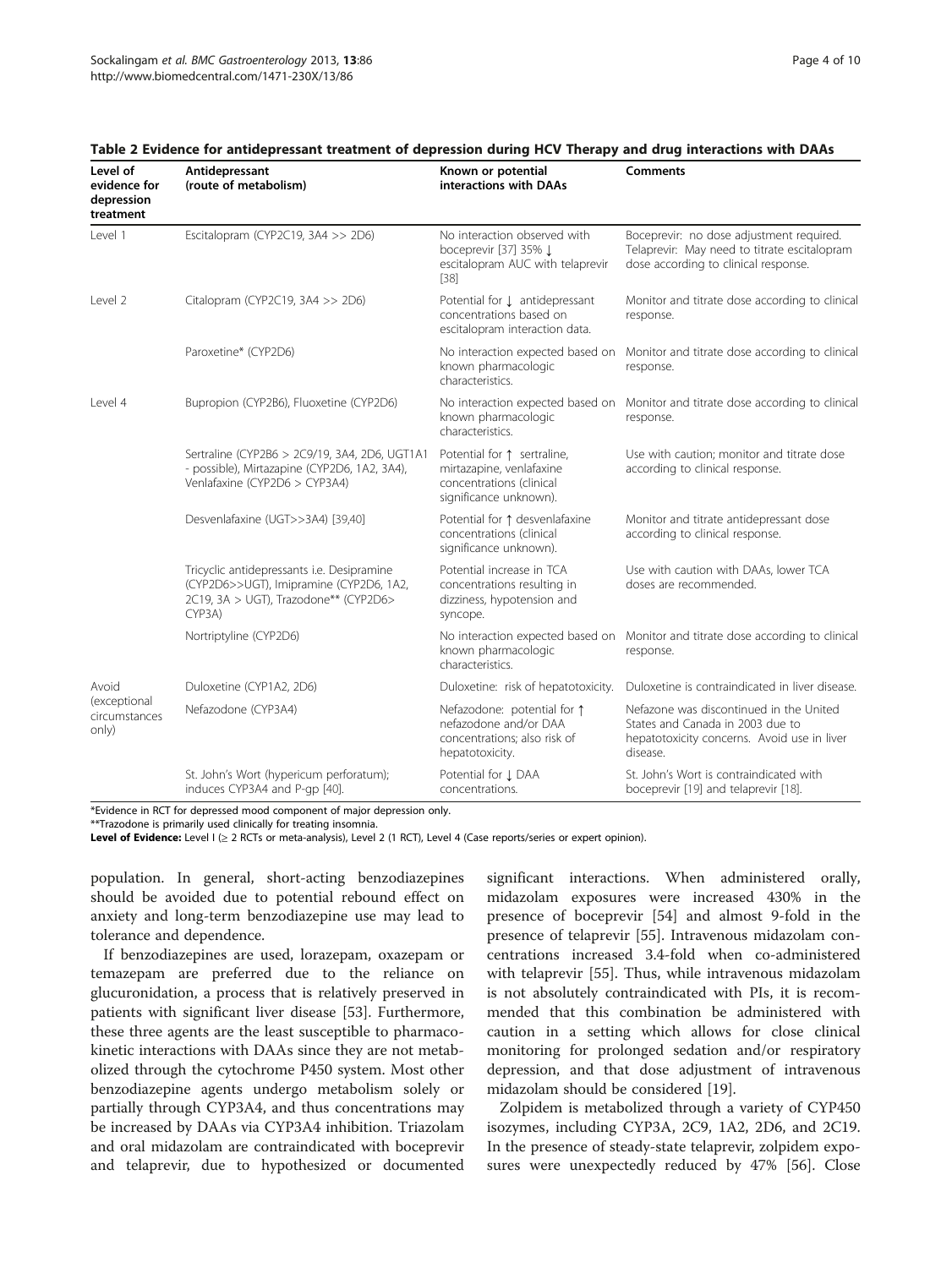**Table 2 Evidence for antidepressant treatment of depression during HCV Therapy and drug interactions with DAAs**

| Level of evidence for depression treatment | Antidepressant (route of metabolism) | Known or potential interactions with DAAs | Comments |
|---|---|---|---|
| Level 1 | Escitalopram (CYP2C19, 3A4 >> 2D6) | No interaction observed with boceprevir [37] 35% ↓ escitalopram AUC with telaprevir [38] | Boceprevir: no dose adjustment required. Telaprevir: May need to titrate escitalopram dose according to clinical response. |
| Level 2 | Citalopram (CYP2C19, 3A4 >> 2D6) | Potential for ↓ antidepressant concentrations based on escitalopram interaction data. | Monitor and titrate dose according to clinical response. |
| | Paroxetine* (CYP2D6) | No interaction expected based on known pharmacologic characteristics. | Monitor and titrate dose according to clinical response. |
| Level 4 | Bupropion (CYP2B6), Fluoxetine (CYP2D6) | No interaction expected based on known pharmacologic characteristics. | Monitor and titrate dose according to clinical response. |
| | Sertraline (CYP2B6 > 2C9/19, 3A4, 2D6, UGT1A1 - possible), Mirtazapine (CYP2D6, 1A2, 3A4), Venlafaxine (CYP2D6 > CYP3A4) | Potential for ↑ sertraline, mirtazapine, venlafaxine concentrations (clinical significance unknown). | Use with caution; monitor and titrate dose according to clinical response. |
| | Desvenlafaxine (UGT>>3A4) [39,40] | Potential for ↑ desvenlafaxine concentrations (clinical significance unknown). | Monitor and titrate antidepressant dose according to clinical response. |
| | Tricyclic antidepressants i.e. Desipramine (CYP2D6>>UGT), Imipramine (CYP2D6, 1A2, 2C19, 3A > UGT), Trazodone** (CYP2D6> CYP3A) | Potential increase in TCA concentrations resulting in dizziness, hypotension and syncope. | Use with caution with DAAs, lower TCA doses are recommended. |
| | Nortriptyline (CYP2D6) | No interaction expected based on known pharmacologic characteristics. | Monitor and titrate dose according to clinical response. |
| Avoid (exceptional circumstances only) | Duloxetine (CYP1A2, 2D6) | Duloxetine: risk of hepatotoxicity. | Duloxetine is contraindicated in liver disease. |
| | Nefazodone (CYP3A4) | Nefazodone: potential for ↑ nefazodone and/or DAA concentrations; also risk of hepatotoxicity. | Nefazone was discontinued in the United States and Canada in 2003 due to hepatotoxicity concerns. Avoid use in liver disease. |
| | St. John's Wort (hypericum perforatum); induces CYP3A4 and P-gp [40]. | Potential for ↓ DAA concentrations. | St. John's Wort is contraindicated with boceprevir [19] and telaprevir [18]. |

*Evidence in RCT for depressed mood component of major depression only.

**Trazodone is primarily used clinically for treating insomnia.

**Level of Evidence:** Level I (≥ 2 RCTs or meta-analysis), Level 2 (1 RCT), Level 4 (Case reports/series or expert opinion).

population. In general, short-acting benzodiazepines should be avoided due to potential rebound effect on anxiety and long-term benzodiazepine use may lead to tolerance and dependence.

If benzodiazepines are used, lorazepam, oxazepam or temazepam are preferred due to the reliance on glucuronidation, a process that is relatively preserved in patients with significant liver disease [53]. Furthermore, these three agents are the least susceptible to pharmacokinetic interactions with DAAs since they are not metabolized through the cytochrome P450 system. Most other benzodiazepine agents undergo metabolism solely or partially through CYP3A4, and thus concentrations may be increased by DAAs via CYP3A4 inhibition. Triazolam and oral midazolam are contraindicated with boceprevir and telaprevir, due to hypothesized or documented significant interactions. When administered orally, midazolam exposures were increased 430% in the presence of boceprevir [54] and almost 9-fold in the presence of telaprevir [55]. Intravenous midazolam concentrations increased 3.4-fold when co-administered with telaprevir [55]. Thus, while intravenous midazolam is not absolutely contraindicated with PIs, it is recommended that this combination be administered with caution in a setting which allows for close clinical monitoring for prolonged sedation and/or respiratory depression, and that dose adjustment of intravenous midazolam should be considered [19].

Zolpidem is metabolized through a variety of CYP450 isozymes, including CYP3A, 2C9, 1A2, 2D6, and 2C19. In the presence of steady-state telaprevir, zolpidem exposures were unexpectedly reduced by 47% [56]. Close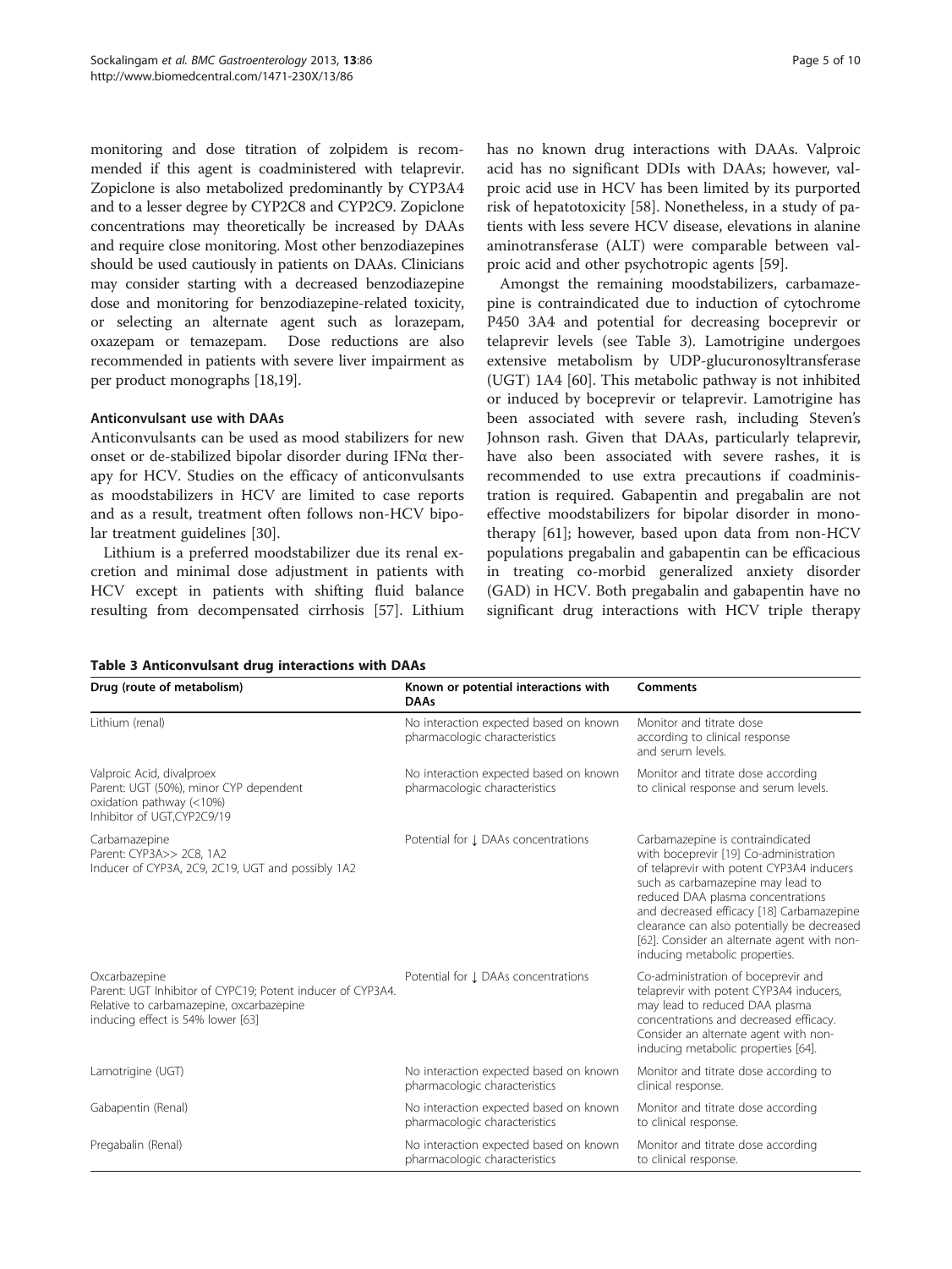monitoring and dose titration of zolpidem is recommended if this agent is coadministered with telaprevir. Zopiclone is also metabolized predominantly by CYP3A4 and to a lesser degree by CYP2C8 and CYP2C9. Zopiclone concentrations may theoretically be increased by DAAs and require close monitoring. Most other benzodiazepines should be used cautiously in patients on DAAs. Clinicians may consider starting with a decreased benzodiazepine dose and monitoring for benzodiazepine-related toxicity, or selecting an alternate agent such as lorazepam, oxazepam or temazepam. Dose reductions are also recommended in patients with severe liver impairment as per product monographs [18,19].

#### Anticonvulsant use with DAAs

Anticonvulsants can be used as mood stabilizers for new onset or de-stabilized bipolar disorder during IFNα therapy for HCV. Studies on the efficacy of anticonvulsants as moodstabilizers in HCV are limited to case reports and as a result, treatment often follows non-HCV bipolar treatment guidelines [30].

Lithium is a preferred moodstabilizer due its renal excretion and minimal dose adjustment in patients with HCV except in patients with shifting fluid balance resulting from decompensated cirrhosis [57]. Lithium has no known drug interactions with DAAs. Valproic acid has no significant DDIs with DAAs; however, valproic acid use in HCV has been limited by its purported risk of hepatotoxicity [58]. Nonetheless, in a study of patients with less severe HCV disease, elevations in alanine aminotransferase (ALT) were comparable between valproic acid and other psychotropic agents [59].

Amongst the remaining moodstabilizers, carbamazepine is contraindicated due to induction of cytochrome P450 3A4 and potential for decreasing boceprevir or telaprevir levels (see Table 3). Lamotrigine undergoes extensive metabolism by UDP-glucuronosyltransferase (UGT) 1A4 [60]. This metabolic pathway is not inhibited or induced by boceprevir or telaprevir. Lamotrigine has been associated with severe rash, including Steven's Johnson rash. Given that DAAs, particularly telaprevir, have also been associated with severe rashes, it is recommended to use extra precautions if coadministration is required. Gabapentin and pregabalin are not effective moodstabilizers for bipolar disorder in monotherapy [61]; however, based upon data from non-HCV populations pregabalin and gabapentin can be efficacious in treating co-morbid generalized anxiety disorder (GAD) in HCV. Both pregabalin and gabapentin have no significant drug interactions with HCV triple therapy

**Table 3 Anticonvulsant drug interactions with DAAs**

| Drug (route of metabolism) | Known or potential interactions with DAAs | Comments |
| --- | --- | --- |
| Lithium (renal) | No interaction expected based on known pharmacologic characteristics | Monitor and titrate dose according to clinical response and serum levels. |
| Valproic Acid, divalproex<br>Parent: UGT (50%), minor CYP dependent oxidation pathway (<10%)<br>Inhibitor of UGT,CYP2C9/19 | No interaction expected based on known pharmacologic characteristics | Monitor and titrate dose according to clinical response and serum levels. |
| Carbamazepine<br>Parent: CYP3A>> 2C8, 1A2<br>Inducer of CYP3A, 2C9, 2C19, UGT and possibly 1A2 | Potential for ↓ DAAs concentrations | Carbamazepine is contraindicated with boceprevir [19] Co-administration of telaprevir with potent CYP3A4 inducers such as carbamazepine may lead to reduced DAA plasma concentrations and decreased efficacy [18] Carbamazepine clearance can also potentially be decreased [62]. Consider an alternate agent with non-inducing metabolic properties. |
| Oxcarbazepine<br>Parent: UGT Inhibitor of CYPC19; Potent inducer of CYP3A4. Relative to carbamazepine, oxcarbazepine inducing effect is 54% lower [63] | Potential for ↓ DAAs concentrations | Co-administration of boceprevir and telaprevir with potent CYP3A4 inducers, may lead to reduced DAA plasma concentrations and decreased efficacy. Consider an alternate agent with non-inducing metabolic properties [64]. |
| Lamotrigine (UGT) | No interaction expected based on known pharmacologic characteristics | Monitor and titrate dose according to clinical response. |
| Gabapentin (Renal) | No interaction expected based on known pharmacologic characteristics | Monitor and titrate dose according to clinical response. |
| Pregabalin (Renal) | No interaction expected based on known pharmacologic characteristics | Monitor and titrate dose according to clinical response. |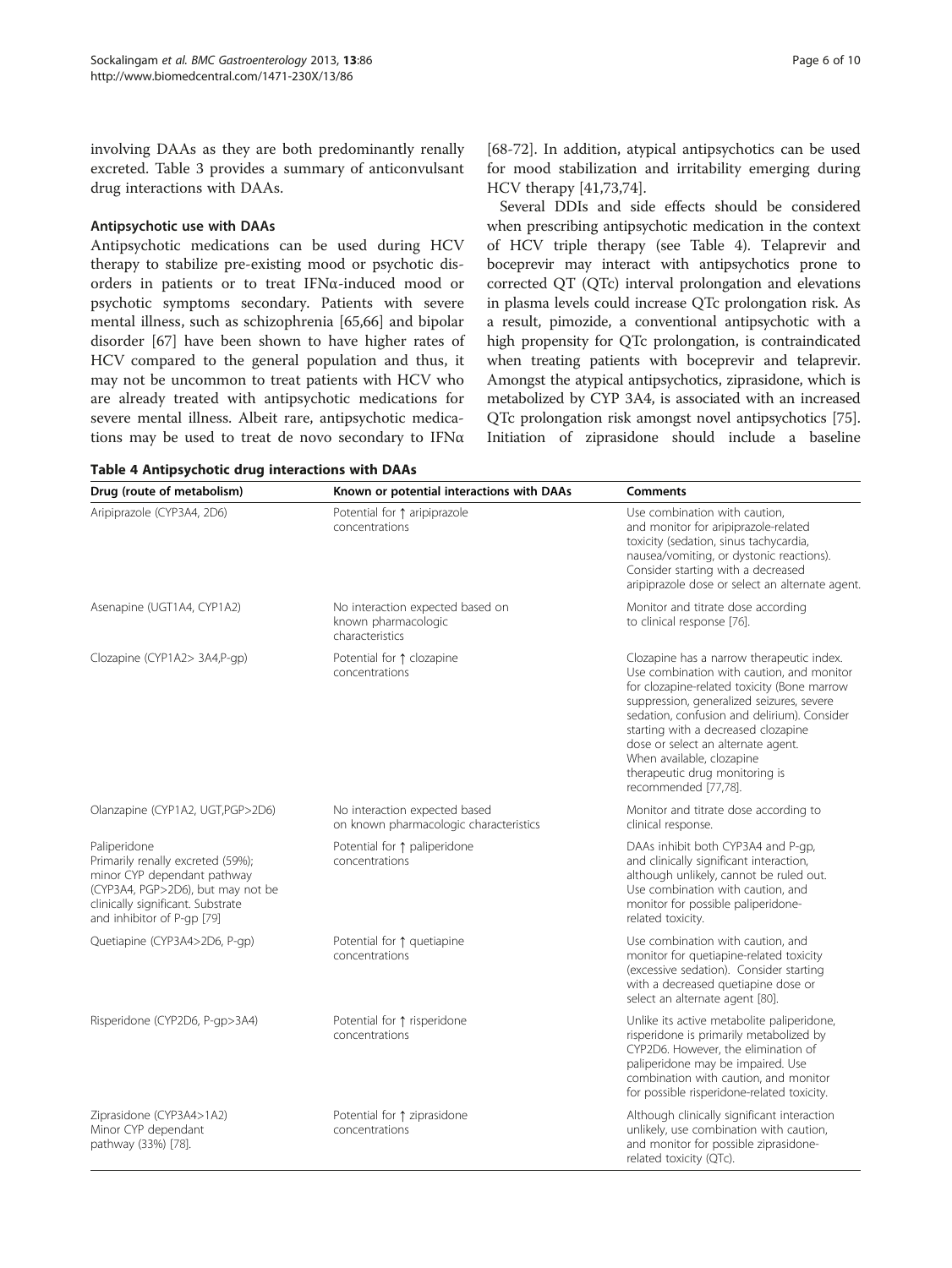involving DAAs as they are both predominantly renally excreted. Table 3 provides a summary of anticonvulsant drug interactions with DAAs.

### Antipsychotic use with DAAs

Antipsychotic medications can be used during HCV therapy to stabilize pre-existing mood or psychotic disorders in patients or to treat IFNα-induced mood or psychotic symptoms secondary. Patients with severe mental illness, such as schizophrenia [65,66] and bipolar disorder [67] have been shown to have higher rates of HCV compared to the general population and thus, it may not be uncommon to treat patients with HCV who are already treated with antipsychotic medications for severe mental illness. Albeit rare, antipsychotic medications may be used to treat de novo secondary to IFNα [68-72]. In addition, atypical antipsychotics can be used for mood stabilization and irritability emerging during HCV therapy [41,73,74].

Several DDIs and side effects should be considered when prescribing antipsychotic medication in the context of HCV triple therapy (see Table 4). Telaprevir and boceprevir may interact with antipsychotics prone to corrected QT (QTc) interval prolongation and elevations in plasma levels could increase QTc prolongation risk. As a result, pimozide, a conventional antipsychotic with a high propensity for QTc prolongation, is contraindicated when treating patients with boceprevir and telaprevir. Amongst the atypical antipsychotics, ziprasidone, which is metabolized by CYP 3A4, is associated with an increased QTc prolongation risk amongst novel antipsychotics [75]. Initiation of ziprasidone should include a baseline

**Table 4 Antipsychotic drug interactions with DAAs**

| Drug (route of metabolism) | Known or potential interactions with DAAs | Comments |
|---|---|---|
| Aripiprazole (CYP3A4, 2D6) | Potential for ↑ aripiprazole concentrations | Use combination with caution, and monitor for aripiprazole-related toxicity (sedation, sinus tachycardia, nausea/vomiting, or dystonic reactions). Consider starting with a decreased aripiprazole dose or select an alternate agent. |
| Asenapine (UGT1A4, CYP1A2) | No interaction expected based on known pharmacologic characteristics | Monitor and titrate dose according to clinical response [76]. |
| Clozapine (CYP1A2> 3A4,P-gp) | Potential for ↑ clozapine concentrations | Clozapine has a narrow therapeutic index. Use combination with caution, and monitor for clozapine-related toxicity (Bone marrow suppression, generalized seizures, severe sedation, confusion and delirium). Consider starting with a decreased clozapine dose or select an alternate agent. When available, clozapine therapeutic drug monitoring is recommended [77,78]. |
| Olanzapine (CYP1A2, UGT,PGP>2D6) | No interaction expected based on known pharmacologic characteristics | Monitor and titrate dose according to clinical response. |
| Paliperidone Primarily renally excreted (59%); minor CYP dependant pathway (CYP3A4, PGP>2D6), but may not be clinically significant. Substrate and inhibitor of P-gp [79] | Potential for ↑ paliperidone concentrations | DAAs inhibit both CYP3A4 and P-gp, and clinically significant interaction, although unlikely, cannot be ruled out. Use combination with caution, and monitor for possible paliperidone-related toxicity. |
| Quetiapine (CYP3A4>2D6, P-gp) | Potential for ↑ quetiapine concentrations | Use combination with caution, and monitor for quetiapine-related toxicity (excessive sedation). Consider starting with a decreased quetiapine dose or select an alternate agent [80]. |
| Risperidone (CYP2D6, P-gp>3A4) | Potential for ↑ risperidone concentrations | Unlike its active metabolite paliperidone, risperidone is primarily metabolized by CYP2D6. However, the elimination of paliperidone may be impaired. Use combination with caution, and monitor for possible risperidone-related toxicity. |
| Ziprasidone (CYP3A4>1A2) Minor CYP dependant pathway (33%) [78]. | Potential for ↑ ziprasidone concentrations | Although clinically significant interaction unlikely, use combination with caution, and monitor for possible ziprasidone-related toxicity (QTc). |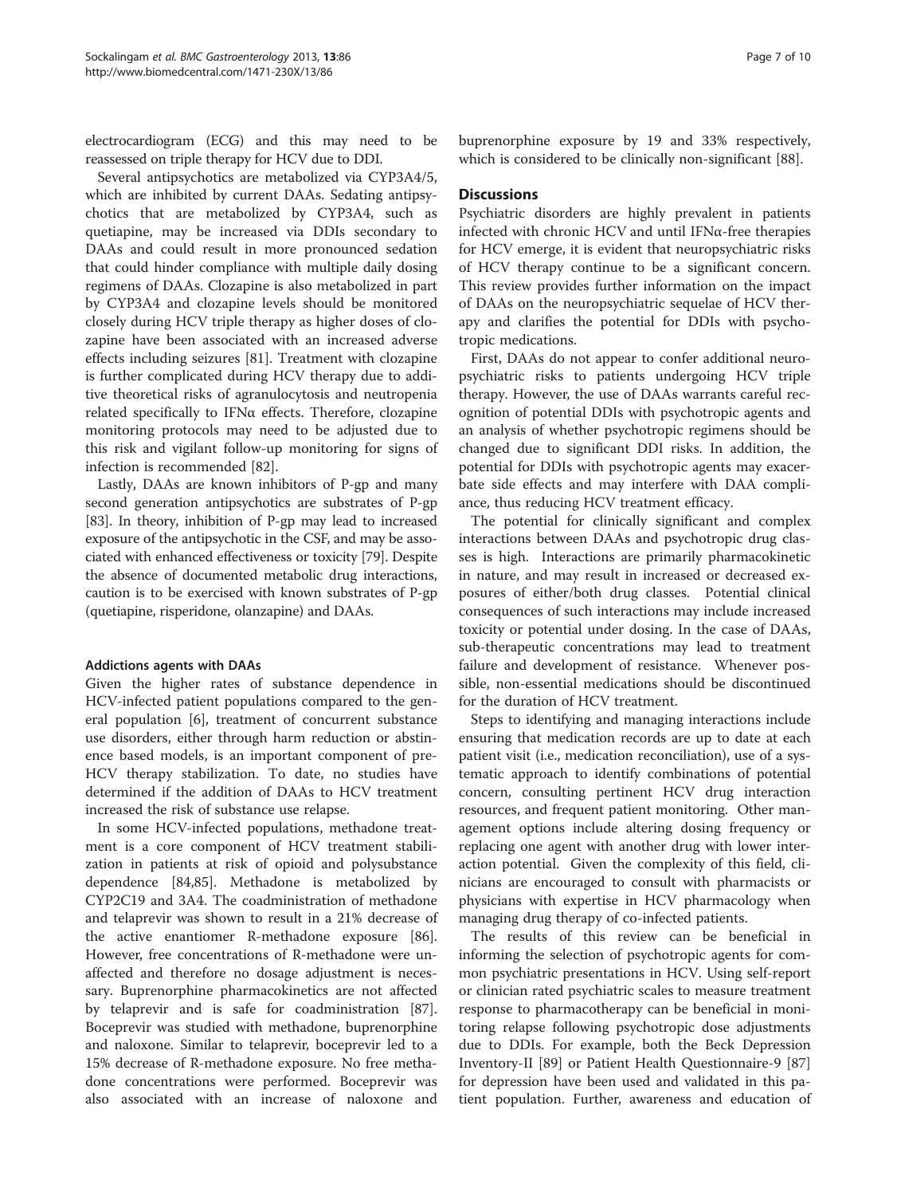electrocardiogram (ECG) and this may need to be reassessed on triple therapy for HCV due to DDI.

Several antipsychotics are metabolized via CYP3A4/5, which are inhibited by current DAAs. Sedating antipsychotics that are metabolized by CYP3A4, such as quetiapine, may be increased via DDIs secondary to DAAs and could result in more pronounced sedation that could hinder compliance with multiple daily dosing regimens of DAAs. Clozapine is also metabolized in part by CYP3A4 and clozapine levels should be monitored closely during HCV triple therapy as higher doses of clozapine have been associated with an increased adverse effects including seizures [81]. Treatment with clozapine is further complicated during HCV therapy due to additive theoretical risks of agranulocytosis and neutropenia related specifically to IFNα effects. Therefore, clozapine monitoring protocols may need to be adjusted due to this risk and vigilant follow-up monitoring for signs of infection is recommended [82].

Lastly, DAAs are known inhibitors of P-gp and many second generation antipsychotics are substrates of P-gp [83]. In theory, inhibition of P-gp may lead to increased exposure of the antipsychotic in the CSF, and may be associated with enhanced effectiveness or toxicity [79]. Despite the absence of documented metabolic drug interactions, caution is to be exercised with known substrates of P-gp (quetiapine, risperidone, olanzapine) and DAAs.

#### Addictions agents with DAAs

Given the higher rates of substance dependence in HCV-infected patient populations compared to the general population [6], treatment of concurrent substance use disorders, either through harm reduction or abstinence based models, is an important component of pre-HCV therapy stabilization. To date, no studies have determined if the addition of DAAs to HCV treatment increased the risk of substance use relapse.

In some HCV-infected populations, methadone treatment is a core component of HCV treatment stabilization in patients at risk of opioid and polysubstance dependence [84,85]. Methadone is metabolized by CYP2C19 and 3A4. The coadministration of methadone and telaprevir was shown to result in a 21% decrease of the active enantiomer R-methadone exposure [86]. However, free concentrations of R-methadone were unaffected and therefore no dosage adjustment is necessary. Buprenorphine pharmacokinetics are not affected by telaprevir and is safe for coadministration [87]. Boceprevir was studied with methadone, buprenorphine and naloxone. Similar to telaprevir, boceprevir led to a 15% decrease of R-methadone exposure. No free methadone concentrations were performed. Boceprevir was also associated with an increase of naloxone and buprenorphine exposure by 19 and 33% respectively, which is considered to be clinically non-significant [88].

### Discussions

Psychiatric disorders are highly prevalent in patients infected with chronic HCV and until IFNα-free therapies for HCV emerge, it is evident that neuropsychiatric risks of HCV therapy continue to be a significant concern. This review provides further information on the impact of DAAs on the neuropsychiatric sequelae of HCV therapy and clarifies the potential for DDIs with psychotropic medications.

First, DAAs do not appear to confer additional neuropsychiatric risks to patients undergoing HCV triple therapy. However, the use of DAAs warrants careful recognition of potential DDIs with psychotropic agents and an analysis of whether psychotropic regimens should be changed due to significant DDI risks. In addition, the potential for DDIs with psychotropic agents may exacerbate side effects and may interfere with DAA compliance, thus reducing HCV treatment efficacy.

The potential for clinically significant and complex interactions between DAAs and psychotropic drug classes is high. Interactions are primarily pharmacokinetic in nature, and may result in increased or decreased exposures of either/both drug classes. Potential clinical consequences of such interactions may include increased toxicity or potential under dosing. In the case of DAAs, sub-therapeutic concentrations may lead to treatment failure and development of resistance. Whenever possible, non-essential medications should be discontinued for the duration of HCV treatment.

Steps to identifying and managing interactions include ensuring that medication records are up to date at each patient visit (i.e., medication reconciliation), use of a systematic approach to identify combinations of potential concern, consulting pertinent HCV drug interaction resources, and frequent patient monitoring. Other management options include altering dosing frequency or replacing one agent with another drug with lower interaction potential. Given the complexity of this field, clinicians are encouraged to consult with pharmacists or physicians with expertise in HCV pharmacology when managing drug therapy of co-infected patients.

The results of this review can be beneficial in informing the selection of psychotropic agents for common psychiatric presentations in HCV. Using self-report or clinician rated psychiatric scales to measure treatment response to pharmacotherapy can be beneficial in monitoring relapse following psychotropic dose adjustments due to DDIs. For example, both the Beck Depression Inventory-II [89] or Patient Health Questionnaire-9 [87] for depression have been used and validated in this patient population. Further, awareness and education of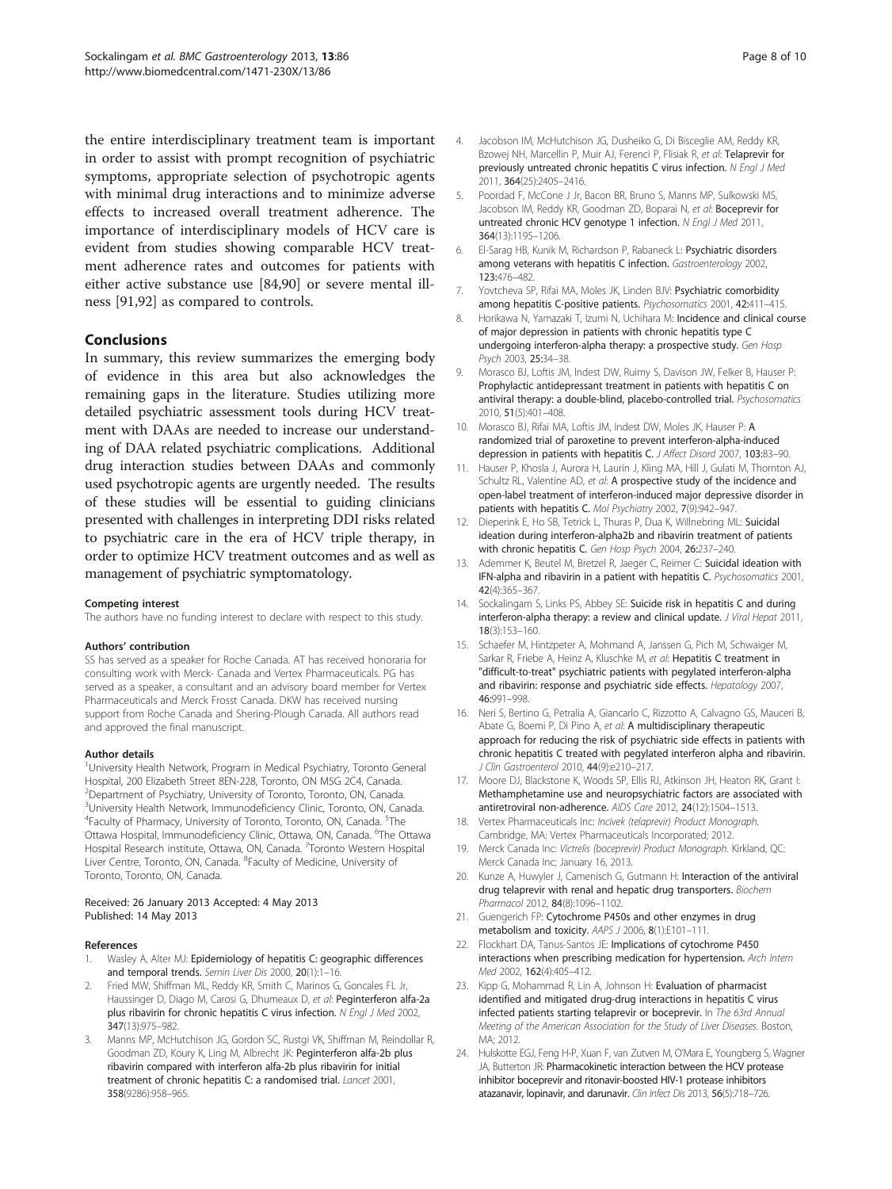the entire interdisciplinary treatment team is important in order to assist with prompt recognition of psychiatric symptoms, appropriate selection of psychotropic agents with minimal drug interactions and to minimize adverse effects to increased overall treatment adherence. The importance of interdisciplinary models of HCV care is evident from studies showing comparable HCV treatment adherence rates and outcomes for patients with either active substance use [84,90] or severe mental illness [91,92] as compared to controls.

## Conclusions

In summary, this review summarizes the emerging body of evidence in this area but also acknowledges the remaining gaps in the literature. Studies utilizing more detailed psychiatric assessment tools during HCV treatment with DAAs are needed to increase our understanding of DAA related psychiatric complications. Additional drug interaction studies between DAAs and commonly used psychotropic agents are urgently needed. The results of these studies will be essential to guiding clinicians presented with challenges in interpreting DDI risks related to psychiatric care in the era of HCV triple therapy, in order to optimize HCV treatment outcomes and as well as management of psychiatric symptomatology.

#### Competing interest

The authors have no funding interest to declare with respect to this study.

#### Authors' contribution

SS has served as a speaker for Roche Canada. AT has received honoraria for consulting work with Merck- Canada and Vertex Pharmaceuticals. PG has served as a speaker, a consultant and an advisory board member for Vertex Pharmaceuticals and Merck Frosst Canada. DKW has received nursing support from Roche Canada and Shering-Plough Canada. All authors read and approved the final manuscript.

#### Author details

[1]University Health Network, Program in Medical Psychiatry, Toronto General Hospital, 200 Elizabeth Street 8EN-228, Toronto, ON M5G 2C4, Canada. [2]Department of Psychiatry, University of Toronto, Toronto, ON, Canada. [3]University Health Network, Immunodeficiency Clinic, Toronto, ON, Canada. [4]Faculty of Pharmacy, University of Toronto, Toronto, ON, Canada. [5]The Ottawa Hospital, Immunodeficiency Clinic, Ottawa, ON, Canada. [6]The Ottawa Hospital Research institute, Ottawa, ON, Canada. [7]Toronto Western Hospital Liver Centre, Toronto, ON, Canada. [8]Faculty of Medicine, University of Toronto, Toronto, ON, Canada.

Received: 26 January 2013 Accepted: 4 May 2013
Published: 14 May 2013

#### References

1. Wasley A, Alter MJ: **Epidemiology of hepatitis C: geographic differences and temporal trends.** *Semin Liver Dis* 2000, **20**(1):1–16.
2. Fried MW, Shiffman ML, Reddy KR, Smith C, Marinos G, Goncales FL Jr, Haussinger D, Diago M, Carosi G, Dhumeaux D, *et al*: **Peginterferon alfa-2a plus ribavirin for chronic hepatitis C virus infection.** *N Engl J Med* 2002, **347**(13):975–982.
3. Manns MP, McHutchison JG, Gordon SC, Rustgi VK, Shiffman M, Reindollar R, Goodman ZD, Koury K, Ling M, Albrecht JK: **Peginterferon alfa-2b plus ribavirin compared with interferon alfa-2b plus ribavirin for initial treatment of chronic hepatitis C: a randomised trial.** *Lancet* 2001, **358**(9286):958–965.
4. Jacobson IM, McHutchison JG, Dusheiko G, Di Bisceglie AM, Reddy KR, Bzowej NH, Marcellin P, Muir AJ, Ferenci P, Flisiak R, *et al*: **Telaprevir for previously untreated chronic hepatitis C virus infection.** *N Engl J Med* 2011, **364**(25):2405–2416.
5. Poordad F, McCone J Jr, Bacon BR, Bruno S, Manns MP, Sulkowski MS, Jacobson IM, Reddy KR, Goodman ZD, Boparai N, *et al*: **Boceprevir for untreated chronic HCV genotype 1 infection.** *N Engl J Med* 2011, **364**(13):1195–1206.
6. El-Sarag HB, Kunik M, Richardson P, Rabaneck L: **Psychiatric disorders among veterans with hepatitis C infection.** *Gastroenterology* 2002, **123**:476–482.
7. Yovtcheva SP, Rifai MA, Moles JK, Linden BJV: **Psychiatric comorbidity among hepatitis C-positive patients.** *Psychosomatics* 2001, **42**:411–415.
8. Horikawa N, Yamazaki T, Izumi N, Uchihara M: **Incidence and clinical course of major depression in patients with chronic hepatitis type C undergoing interferon-alpha therapy: a prospective study.** *Gen Hosp Psych* 2003, **25**:34–38.
9. Morasco BJ, Loftis JM, Indest DW, Ruimy S, Davison JW, Felker B, Hauser P: **Prophylactic antidepressant treatment in patients with hepatitis C on antiviral therapy: a double-blind, placebo-controlled trial.** *Psychosomatics* 2010, **51**(5):401–408.
10. Morasco BJ, Rifai MA, Loftis JM, Indest DW, Moles JK, Hauser P: **A randomized trial of paroxetine to prevent interferon-alpha-induced depression in patients with hepatitis C.** *J Affect Disord* 2007, **103**:83–90.
11. Hauser P, Khosla J, Aurora H, Laurin J, Kling MA, Hill J, Gulati M, Thornton AJ, Schultz RL, Valentine AD, *et al*: **A prospective study of the incidence and open-label treatment of interferon-induced major depressive disorder in patients with hepatitis C.** *Mol Psychiatry* 2002, **7**(9):942–947.
12. Dieperink E, Ho SB, Tetrick L, Thuras P, Dua K, Willnebring ML: **Suicidal ideation during interferon-alpha2b and ribavirin treatment of patients with chronic hepatitis C.** *Gen Hosp Psych* 2004, **26**:237–240.
13. Ademmer K, Beutel M, Bretzel R, Jaeger C, Reimer C: **Suicidal ideation with IFN-alpha and ribavirin in a patient with hepatitis C.** *Psychosomatics* 2001, **42**(4):365–367.
14. Sockalingam S, Links PS, Abbey SE: **Suicide risk in hepatitis C and during interferon-alpha therapy: a review and clinical update.** *J Viral Hepat* 2011, **18**(3):153–160.
15. Schaefer M, Hintzpeter A, Mohmand A, Janssen G, Pich M, Schwaiger M, Sarkar R, Friebe A, Heinz A, Kluschke M, *et al*: **Hepatitis C treatment in "difficult-to-treat" psychiatric patients with pegylated interferon-alpha and ribavirin: response and psychiatric side effects.** *Hepatology* 2007, **46**:991–998.
16. Neri S, Bertino G, Petralia A, Giancarlo C, Rizzotto A, Calvagno GS, Mauceri B, Abate G, Boemi P, Di Pino A, *et al*: **A multidisciplinary therapeutic approach for reducing the risk of psychiatric side effects in patients with chronic hepatitis C treated with pegylated interferon alpha and ribavirin.** *J Clin Gastroenterol* 2010, **44**(9):e210–217.
17. Moore DJ, Blackstone K, Woods SP, Ellis RJ, Atkinson JH, Heaton RK, Grant I: **Methamphetamine use and neuropsychiatric factors are associated with antiretroviral non-adherence.** *AIDS Care* 2012, **24**(12):1504–1513.
18. Vertex Pharmaceuticals Inc: *Incivek (telaprevir) Product Monograph.* Cambridge, MA: Vertex Pharmaceuticals Incorporated; 2012.
19. Merck Canada Inc: *Victrelis (boceprevir) Product Monograph.* Kirkland, QC: Merck Canada Inc; January 16, 2013.
20. Kunze A, Huwyler J, Camenisch G, Gutmann H: **Interaction of the antiviral drug telaprevir with renal and hepatic drug transporters.** *Biochem Pharmacol* 2012, **84**(8):1096–1102.
21. Guengerich FP: **Cytochrome P450s and other enzymes in drug metabolism and toxicity.** *AAPS J* 2006, **8**(1):E101–111.
22. Flockhart DA, Tanus-Santos JE: **Implications of cytochrome P450 interactions when prescribing medication for hypertension.** *Arch Intern Med* 2002, **162**(4):405–412.
23. Kipp G, Mohammad R, Lin A, Johnson H: **Evaluation of pharmacist identified and mitigated drug-drug interactions in hepatitis C virus infected patients starting telaprevir or boceprevir.** In *The 63rd Annual Meeting of the American Association for the Study of Liver Diseases.* Boston, MA; 2012.
24. Hulskotte EGJ, Feng H-P, Xuan F, van Zutven M, O'Mara E, Youngberg S, Wagner JA, Butterton JR: **Pharmacokinetic interaction between the HCV protease inhibitor boceprevir and ritonavir-boosted HIV-1 protease inhibitors atazanavir, lopinavir, and darunavir.** *Clin Infect Dis* 2013, **56**(5):718–726.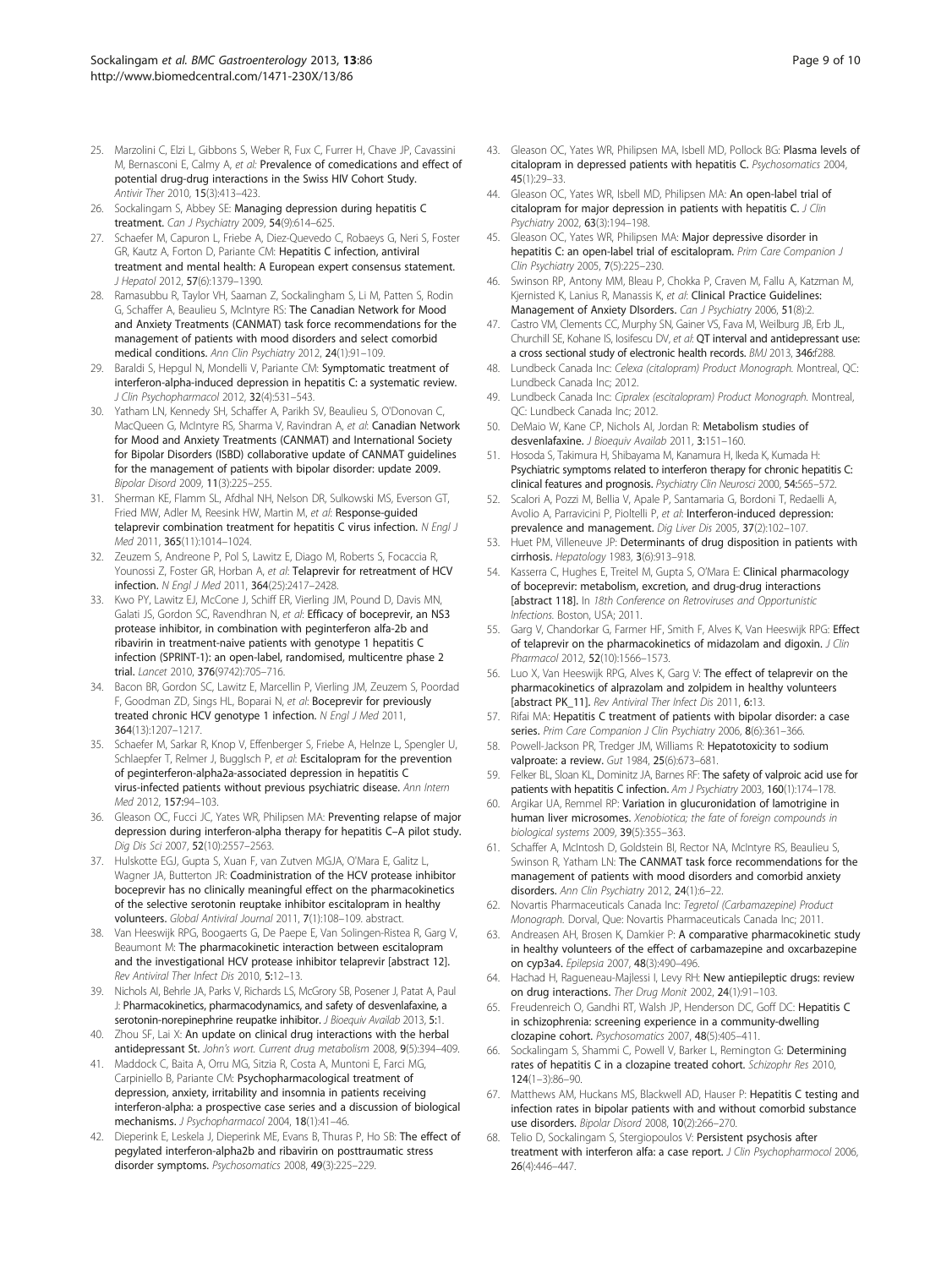25. Marzolini C, Elzi L, Gibbons S, Weber R, Fux C, Furrer H, Chave JP, Cavassini M, Bernasconi E, Calmy A, *et al*: **Prevalence of comedications and effect of potential drug-drug interactions in the Swiss HIV Cohort Study.** *Antivir Ther* 2010, **15**(3):413–423.
26. Sockalingam S, Abbey SE: **Managing depression during hepatitis C treatment.** *Can J Psychiatry* 2009, **54**(9):614–625.
27. Schaefer M, Capuron L, Friebe A, Diez-Quevedo C, Robaeys G, Neri S, Foster GR, Kautz A, Forton D, Pariante CM: **Hepatitis C infection, antiviral treatment and mental health: A European expert consensus statement.** *J Hepatol* 2012, **57**(6):1379–1390.
28. Ramasubbu R, Taylor VH, Saaman Z, Sockalingham S, Li M, Patten S, Rodin G, Schaffer A, Beaulieu S, McIntyre RS: **The Canadian Network for Mood and Anxiety Treatments (CANMAT) task force recommendations for the management of patients with mood disorders and select comorbid medical conditions.** *Ann Clin Psychiatry* 2012, **24**(1):91–109.
29. Baraldi S, Hepgul N, Mondelli V, Pariante CM: **Symptomatic treatment of interferon-alpha-induced depression in hepatitis C: a systematic review.** *J Clin Psychopharmacol* 2012, **32**(4):531–543.
30. Yatham LN, Kennedy SH, Schaffer A, Parikh SV, Beaulieu S, O'Donovan C, MacQueen G, McIntyre RS, Sharma V, Ravindran A, *et al*: **Canadian Network for Mood and Anxiety Treatments (CANMAT) and International Society for Bipolar Disorders (ISBD) collaborative update of CANMAT guidelines for the management of patients with bipolar disorder: update 2009.** *Bipolar Disord* 2009, **11**(3):225–255.
31. Sherman KE, Flamm SL, Afdhal NH, Nelson DR, Sulkowski MS, Everson GT, Fried MW, Adler M, Reesink HW, Martin M, *et al*: **Response-guided telaprevir combination treatment for hepatitis C virus infection.** *N Engl J Med* 2011, **365**(11):1014–1024.
32. Zeuzem S, Andreone P, Pol S, Lawitz E, Diago M, Roberts S, Focaccia R, Younossi Z, Foster GR, Horban A, *et al*: **Telaprevir for retreatment of HCV infection.** *N Engl J Med* 2011, **364**(25):2417–2428.
33. Kwo PY, Lawitz EJ, McCone J, Schiff ER, Vierling JM, Pound D, Davis MN, Galati JS, Gordon SC, Ravendhran N, *et al*: **Efficacy of boceprevir, an NS3 protease inhibitor, in combination with peginterferon alfa-2b and ribavirin in treatment-naive patients with genotype 1 hepatitis C infection (SPRINT-1): an open-label, randomised, multicentre phase 2 trial.** *Lancet* 2010, **376**(9742):705–716.
34. Bacon BR, Gordon SC, Lawitz E, Marcellin P, Vierling JM, Zeuzem S, Poordad F, Goodman ZD, Sings HL, Boparai N, *et al*: **Boceprevir for previously treated chronic HCV genotype 1 infection.** *N Engl J Med* 2011, **364**(13):1207–1217.
35. Schaefer M, Sarkar R, Knop V, Effenberger S, Friebe A, Helnze L, Spengler U, Schlaepfer T, Relmer J, Bugglsch P, *et al*: **Escitalopram for the prevention of peginterferon-alpha2a-associated depression in hepatitis C virus-infected patients without previous psychiatric disease.** *Ann Intern Med* 2012, **157**:94–103.
36. Gleason OC, Fucci JC, Yates WR, Philipsen MA: **Preventing relapse of major depression during interferon-alpha therapy for hepatitis C–A pilot study.** *Dig Dis Sci* 2007, **52**(10):2557–2563.
37. Hulskotte EGJ, Gupta S, Xuan F, van Zutven MGJA, O'Mara E, Galitz L, Wagner JA, Butterton JR: **Coadministration of the HCV protease inhibitor boceprevir has no clinically meaningful effect on the pharmacokinetics of the selective serotonin reuptake inhibitor escitalopram in healthy volunteers.** *Global Antiviral Journal* 2011, **7**(1):108–109. abstract.
38. Van Heeswijk RPG, Boogaerts G, De Paepe E, Van Solingen-Ristea R, Garg V, Beaumont M: **The pharmacokinetic interaction between escitalopram and the investigational HCV protease inhibitor telaprevir [abstract 12].** *Rev Antiviral Ther Infect Dis* 2010, **5**:12–13.
39. Nichols AI, Behrle JA, Parks V, Richards LS, McGrory SB, Posener J, Patat A, Paul J: **Pharmacokinetics, pharmacodynamics, and safety of desvenlafaxine, a serotonin-norepinephrine reupatke inhibitor.** *J Bioequiv Availab* 2013, **5**:1.
40. Zhou SF, Lai X: **An update on clinical drug interactions with the herbal antidepressant St.** *John's wort. Current drug metabolism* 2008, **9**(5):394–409.
41. Maddock C, Baita A, Orru MG, Sitzia R, Costa A, Muntoni E, Farci MG, Carpiniello B, Pariante CM: **Psychopharmacological treatment of depression, anxiety, irritability and insomnia in patients receiving interferon-alpha: a prospective case series and a discussion of biological mechanisms.** *J Psychopharmacol* 2004, **18**(1):41–46.
42. Dieperink E, Leskela J, Dieperink ME, Evans B, Thuras P, Ho SB: **The effect of pegylated interferon-alpha2b and ribavirin on posttraumatic stress disorder symptoms.** *Psychosomatics* 2008, **49**(3):225–229.
43. Gleason OC, Yates WR, Philipsen MA, Isbell MD, Pollock BG: **Plasma levels of citalopram in depressed patients with hepatitis C.** *Psychosomatics* 2004, **45**(1):29–33.
44. Gleason OC, Yates WR, Isbell MD, Philipsen MA: **An open-label trial of citalopram for major depression in patients with hepatitis C.** *J Clin Psychiatry* 2002, **63**(3):194–198.
45. Gleason OC, Yates WR, Philipsen MA: **Major depressive disorder in hepatitis C: an open-label trial of escitalopram.** *Prim Care Companion J Clin Psychiatry* 2005, **7**(5):225–230.
46. Swinson RP, Antony MM, Bleau P, Chokka P, Craven M, Fallu A, Katzman M, Kjernisted K, Lanius R, Manassis K, *et al*: **Clinical Practice Guidelines: Management of Anxiety DIsorders.** *Can J Psychiatry* 2006, **51**(8):2.
47. Castro VM, Clements CC, Murphy SN, Gainer VS, Fava M, Weilburg JB, Erb JL, Churchill SE, Kohane IS, Iosifescu DV, *et al*: **QT interval and antidepressant use: a cross sectional study of electronic health records.** *BMJ* 2013, **346**:f288.
48. Lundbeck Canada Inc: *Celexa (citalopram) Product Monograph.* Montreal, QC: Lundbeck Canada Inc; 2012.
49. Lundbeck Canada Inc: *Cipralex (escitalopram) Product Monograph.* Montreal, QC: Lundbeck Canada Inc; 2012.
50. DeMaio W, Kane CP, Nichols AI, Jordan R: **Metabolism studies of desvenlafaxine.** *J Bioequiv Availab* 2011, **3**:151–160.
51. Hosoda S, Takimura H, Shibayama M, Kanamura H, Ikeda K, Kumada H: **Psychiatric symptoms related to interferon therapy for chronic hepatitis C: clinical features and prognosis.** *Psychiatry Clin Neurosci* 2000, **54**:565–572.
52. Scalori A, Pozzi M, Bellia V, Apale P, Santamaria G, Bordoni T, Redaelli A, Avolio A, Parravicini P, Pioltelli P, *et al*: **Interferon-induced depression: prevalence and management.** *Dig Liver Dis* 2005, **37**(2):102–107.
53. Huet PM, Villeneuve JP: **Determinants of drug disposition in patients with cirrhosis.** *Hepatology* 1983, **3**(6):913–918.
54. Kasserra C, Hughes E, Treitel M, Gupta S, O'Mara E: **Clinical pharmacology of boceprevir: metabolism, excretion, and drug-drug interactions [abstract 118].** In *18th Conference on Retroviruses and Opportunistic Infections.* Boston, USA; 2011.
55. Garg V, Chandorkar G, Farmer HF, Smith F, Alves K, Van Heeswijk RPG: **Effect of telaprevir on the pharmacokinetics of midazolam and digoxin.** *J Clin Pharmacol* 2012, **52**(10):1566–1573.
56. Luo X, Van Heeswijk RPG, Alves K, Garg V: **The effect of telaprevir on the pharmacokinetics of alprazolam and zolpidem in healthy volunteers [abstract PK_11].** *Rev Antiviral Ther Infect Dis* 2011, **6**:13.
57. Rifai MA: **Hepatitis C treatment of patients with bipolar disorder: a case series.** *Prim Care Companion J Clin Psychiatry* 2006, **8**(6):361–366.
58. Powell-Jackson PR, Tredger JM, Williams R: **Hepatotoxicity to sodium valproate: a review.** *Gut* 1984, **25**(6):673–681.
59. Felker BL, Sloan KL, Dominitz JA, Barnes RF: **The safety of valproic acid use for patients with hepatitis C infection.** *Am J Psychiatry* 2003, **160**(1):174–178.
60. Argikar UA, Remmel RP: **Variation in glucuronidation of lamotrigine in human liver microsomes.** *Xenobiotica; the fate of foreign compounds in biological systems* 2009, **39**(5):355–363.
61. Schaffer A, McIntosh D, Goldstein BI, Rector NA, McIntyre RS, Beaulieu S, Swinson R, Yatham LN: **The CANMAT task force recommendations for the management of patients with mood disorders and comorbid anxiety disorders.** *Ann Clin Psychiatry* 2012, **24**(1):6–22.
62. Novartis Pharmaceuticals Canada Inc: *Tegretol (Carbamazepine) Product Monograph.* Dorval, Que: Novartis Pharmaceuticals Canada Inc; 2011.
63. Andreasen AH, Brosen K, Damkier P: **A comparative pharmacokinetic study in healthy volunteers of the effect of carbamazepine and oxcarbazepine on cyp3a4.** *Epilepsia* 2007, **48**(3):490–496.
64. Hachad H, Ragueneau-Majlessi I, Levy RH: **New antiepileptic drugs: review on drug interactions.** *Ther Drug Monit* 2002, **24**(1):91–103.
65. Freudenreich O, Gandhi RT, Walsh JP, Henderson DC, Goff DC: **Hepatitis C in schizophrenia: screening experience in a community-dwelling clozapine cohort.** *Psychosomatics* 2007, **48**(5):405–411.
66. Sockalingam S, Shammi C, Powell V, Barker L, Remington G: **Determining rates of hepatitis C in a clozapine treated cohort.** *Schizophr Res* 2010, **124**(1–3):86–90.
67. Matthews AM, Huckans MS, Blackwell AD, Hauser P: **Hepatitis C testing and infection rates in bipolar patients with and without comorbid substance use disorders.** *Bipolar Disord* 2008, **10**(2):266–270.
68. Telio D, Sockalingam S, Stergiopoulos V: **Persistent psychosis after treatment with interferon alfa: a case report.** *J Clin Psychopharmocol* 2006, **26**(4):446–447.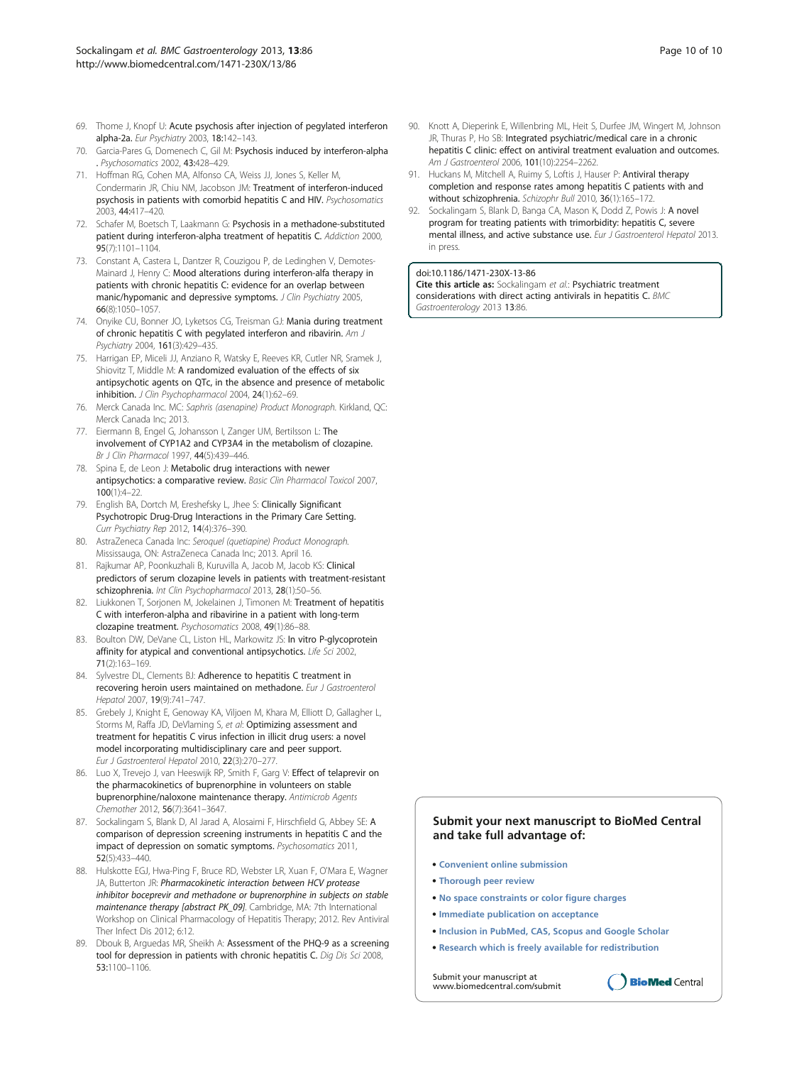69. Thome J, Knopf U: **Acute psychosis after injection of pegylated interferon alpha-2a.** *Eur Psychiatry* 2003, **18**:142–143.
70. Garcia-Pares G, Domenech C, Gil M: **Psychosis induced by interferon-alpha.** *Psychosomatics* 2002, **43**:428–429.
71. Hoffman RG, Cohen MA, Alfonso CA, Weiss JJ, Jones S, Keller M, Condermarin JR, Chiu NM, Jacobson JM: **Treatment of interferon-induced psychosis in patients with comorbid hepatitis C and HIV.** *Psychosomatics* 2003, **44**:417–420.
72. Schafer M, Boetsch T, Laakmann G: **Psychosis in a methadone-substituted patient during interferon-alpha treatment of hepatitis C.** *Addiction* 2000, **95**(7):1101–1104.
73. Constant A, Castera L, Dantzer R, Couzigou P, de Ledinghen V, Demotes-Mainard J, Henry C: **Mood alterations during interferon-alfa therapy in patients with chronic hepatitis C: evidence for an overlap between manic/hypomanic and depressive symptoms.** *J Clin Psychiatry* 2005, **66**(8):1050–1057.
74. Onyike CU, Bonner JO, Lyketsos CG, Treisman GJ: **Mania during treatment of chronic hepatitis C with pegylated interferon and ribavirin.** *Am J Psychiatry* 2004, **161**(3):429–435.
75. Harrigan EP, Miceli JJ, Anziano R, Watsky E, Reeves KR, Cutler NR, Sramek J, Shiovitz T, Middle M: **A randomized evaluation of the effects of six antipsychotic agents on QTc, in the absence and presence of metabolic inhibition.** *J Clin Psychopharmacol* 2004, **24**(1):62–69.
76. Merck Canada Inc. MC: *Saphris (asenapine) Product Monograph.* Kirkland, QC: Merck Canada Inc; 2013.
77. Eiermann B, Engel G, Johansson I, Zanger UM, Bertilsson L: **The involvement of CYP1A2 and CYP3A4 in the metabolism of clozapine.** *Br J Clin Pharmacol* 1997, **44**(5):439–446.
78. Spina E, de Leon J: **Metabolic drug interactions with newer antipsychotics: a comparative review.** *Basic Clin Pharmacol Toxicol* 2007, **100**(1):4–22.
79. English BA, Dortch M, Ereshefsky L, Jhee S: **Clinically Significant Psychotropic Drug-Drug Interactions in the Primary Care Setting.** *Curr Psychiatry Rep* 2012, **14**(4):376–390.
80. AstraZeneca Canada Inc: *Seroquel (quetiapine) Product Monograph.* Mississauga, ON: AstraZeneca Canada Inc; 2013. April 16.
81. Rajkumar AP, Poonkuzhali B, Kuruvilla A, Jacob M, Jacob KS: **Clinical predictors of serum clozapine levels in patients with treatment-resistant schizophrenia.** *Int Clin Psychopharmacol* 2013, **28**(1):50–56.
82. Liukkonen T, Sorjonen M, Jokelainen J, Timonen M: **Treatment of hepatitis C with interferon-alpha and ribavirine in a patient with long-term clozapine treatment.** *Psychosomatics* 2008, **49**(1):86–88.
83. Boulton DW, DeVane CL, Liston HL, Markowitz JS: **In vitro P-glycoprotein affinity for atypical and conventional antipsychotics.** *Life Sci* 2002, **71**(2):163–169.
84. Sylvestre DL, Clements BJ: **Adherence to hepatitis C treatment in recovering heroin users maintained on methadone.** *Eur J Gastroenterol Hepatol* 2007, **19**(9):741–747.
85. Grebely J, Knight E, Genoway KA, Viljoen M, Khara M, Elliott D, Gallagher L, Storms M, Raffa JD, DeVlaming S, *et al*: **Optimizing assessment and treatment for hepatitis C virus infection in illicit drug users: a novel model incorporating multidisciplinary care and peer support.** *Eur J Gastroenterol Hepatol* 2010, **22**(3):270–277.
86. Luo X, Trevejo J, van Heeswijk RP, Smith F, Garg V: **Effect of telaprevir on the pharmacokinetics of buprenorphine in volunteers on stable buprenorphine/naloxone maintenance therapy.** *Antimicrob Agents Chemother* 2012, **56**(7):3641–3647.
87. Sockalingam S, Blank D, Al Jarad A, Alosaimi F, Hirschfield G, Abbey SE: **A comparison of depression screening instruments in hepatitis C and the impact of depression on somatic symptoms.** *Psychosomatics* 2011, **52**(5):433–440.
88. Hulskotte EGJ, Hwa-Ping F, Bruce RD, Webster LR, Xuan F, O'Mara E, Wagner JA, Butterton JR: ***Pharmacokinetic interaction between HCV protease inhibitor boceprevir and methadone or buprenorphine in subjects on stable maintenance therapy [abstract PK_09]***. Cambridge, MA: 7th International Workshop on Clinical Pharmacology of Hepatitis Therapy; 2012. Rev Antiviral Ther Infect Dis 2012; 6:12.
89. Dbouk B, Arguedas MR, Sheikh A: **Assessment of the PHQ-9 as a screening tool for depression in patients with chronic hepatitis C.** *Dig Dis Sci* 2008, **53**:1100–1106.
90. Knott A, Dieperink E, Willenbring ML, Heit S, Durfee JM, Wingert M, Johnson JR, Thuras P, Ho SB: **Integrated psychiatric/medical care in a chronic hepatitis C clinic: effect on antiviral treatment evaluation and outcomes.** *Am J Gastroenterol* 2006, **101**(10):2254–2262.
91. Huckans M, Mitchell A, Ruimy S, Loftis J, Hauser P: **Antiviral therapy completion and response rates among hepatitis C patients with and without schizophrenia.** *Schizophr Bull* 2010, **36**(1):165–172.
92. Sockalingam S, Blank D, Banga CA, Mason K, Dodd Z, Powis J: **A novel program for treating patients with trimorbidity: hepatitis C, severe mental illness, and active substance use.** *Eur J Gastroenterol Hepatol* 2013. in press.

doi:10.1186/1471-230X-13-86

**Cite this article as:** Sockalingam *et al.*: Psychiatric treatment considerations with direct acting antivirals in hepatitis C. *BMC Gastroenterology* 2013 **13**:86.

**Submit your next manuscript to BioMed Central and take full advantage of:**

- **Convenient online submission**
- **Thorough peer review**
- **No space constraints or color figure charges**
- **Immediate publication on acceptance**
- **Inclusion in PubMed, CAS, Scopus and Google Scholar**
- **Research which is freely available for redistribution**

Submit your manuscript at www.biomedcentral.com/submit

BioMed Central